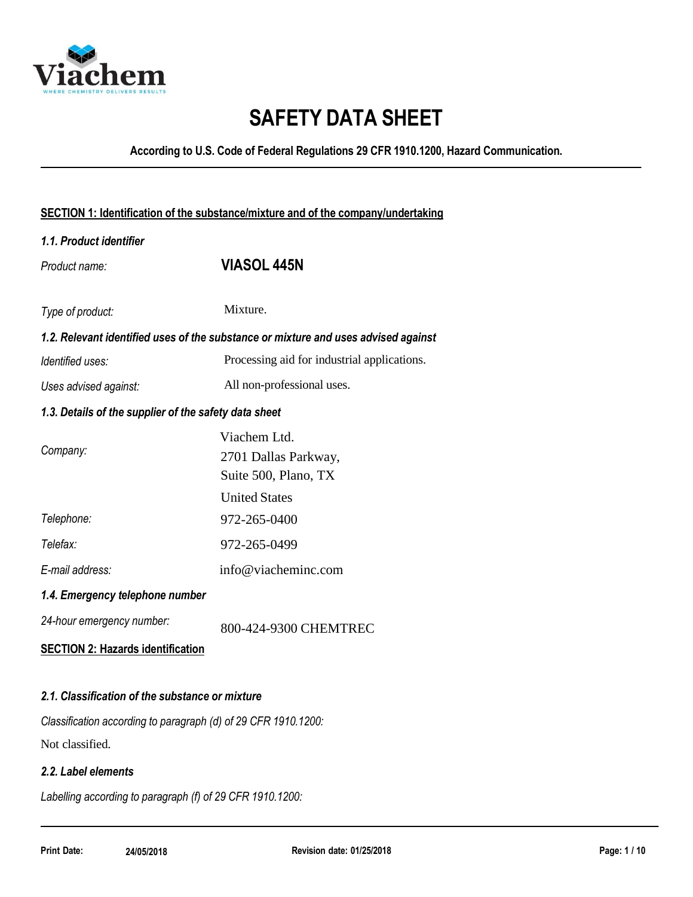# SAFETY DATA SHEET

**According to U.S. Code of Federal Regulations 29 CFR 1910.1200, Hazard Communication.**

## SECTION 1: Identification of the substance/mixture and of the company/undertaking

### *1.1. Product identifier*

*Product name:* **VIASOL 445N**

*Type of product:* Mixture.

### *1.2. Relevant identified uses of the substance or mixture and uses advised against*

*Identified uses:* Processing aid for industrial applications.

*Uses advised against:* All non-professional uses.

### *1.3. Details of the supplier of the safety data sheet*

*Company:* Viachem Ltd.
2701 Dallas Parkway,
Suite 500, Plano, TX
United States

*Telephone:* 972-265-0400

*Telefax:* 972-265-0499

*E-mail address:* info@viacheminc.com

### *1.4. Emergency telephone number*

*24-hour emergency number:* 800-424-9300 CHEMTREC

## SECTION 2: Hazards identification

### *2.1. Classification of the substance or mixture*

*Classification according to paragraph (d) of 29 CFR 1910.1200:*

Not classified.

### *2.2. Label elements*

*Labelling according to paragraph (f) of 29 CFR 1910.1200:*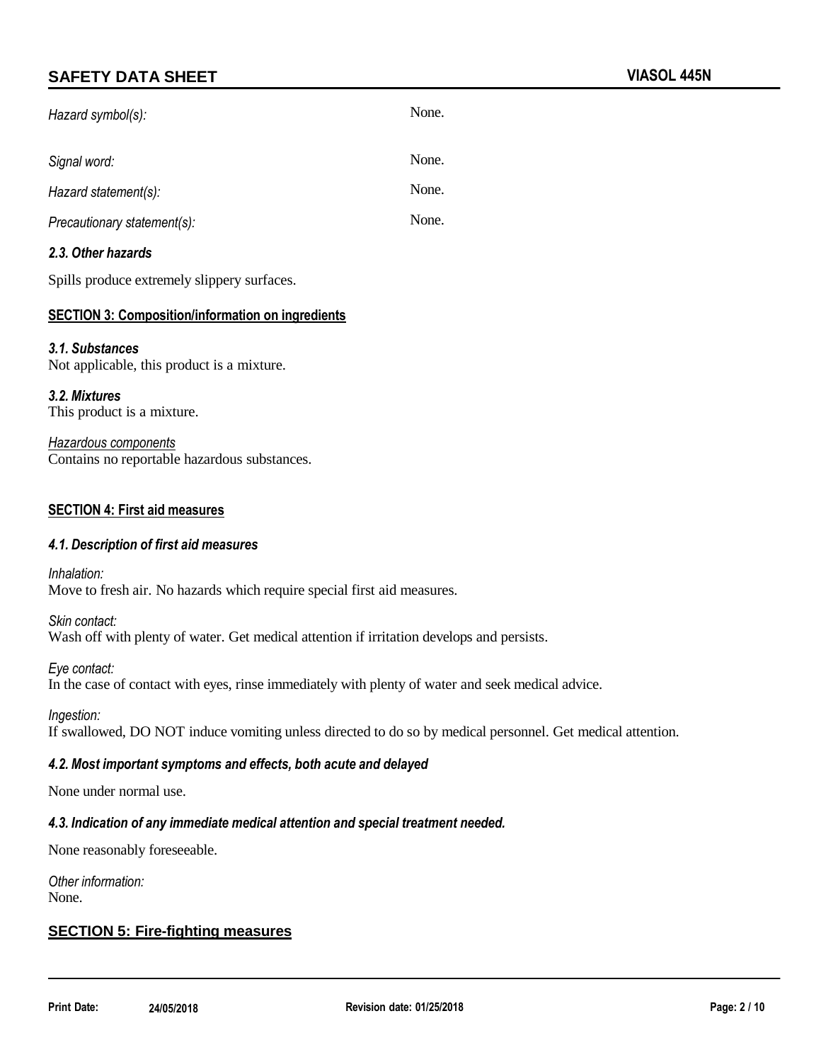*Hazard symbol(s):* None.

*Signal word:* None.

*Hazard statement(s):* None.

*Precautionary statement(s):* None.

### *2.3. Other hazards*

Spills produce extremely slippery surfaces.

## SECTION 3: Composition/information on ingredients

### *3.1. Substances*

Not applicable, this product is a mixture.

### *3.2. Mixtures*

This product is a mixture.

*Hazardous components*

Contains no reportable hazardous substances.

## SECTION 4: First aid measures

### *4.1. Description of first aid measures*

*Inhalation:*
Move to fresh air. No hazards which require special first aid measures.

*Skin contact:*
Wash off with plenty of water. Get medical attention if irritation develops and persists.

*Eye contact:*
In the case of contact with eyes, rinse immediately with plenty of water and seek medical advice.

*Ingestion:*
If swallowed, DO NOT induce vomiting unless directed to do so by medical personnel. Get medical attention.

### *4.2. Most important symptoms and effects, both acute and delayed*

None under normal use.

### *4.3. Indication of any immediate medical attention and special treatment needed.*

None reasonably foreseeable.

*Other information:*
None.

## SECTION 5: Fire-fighting measures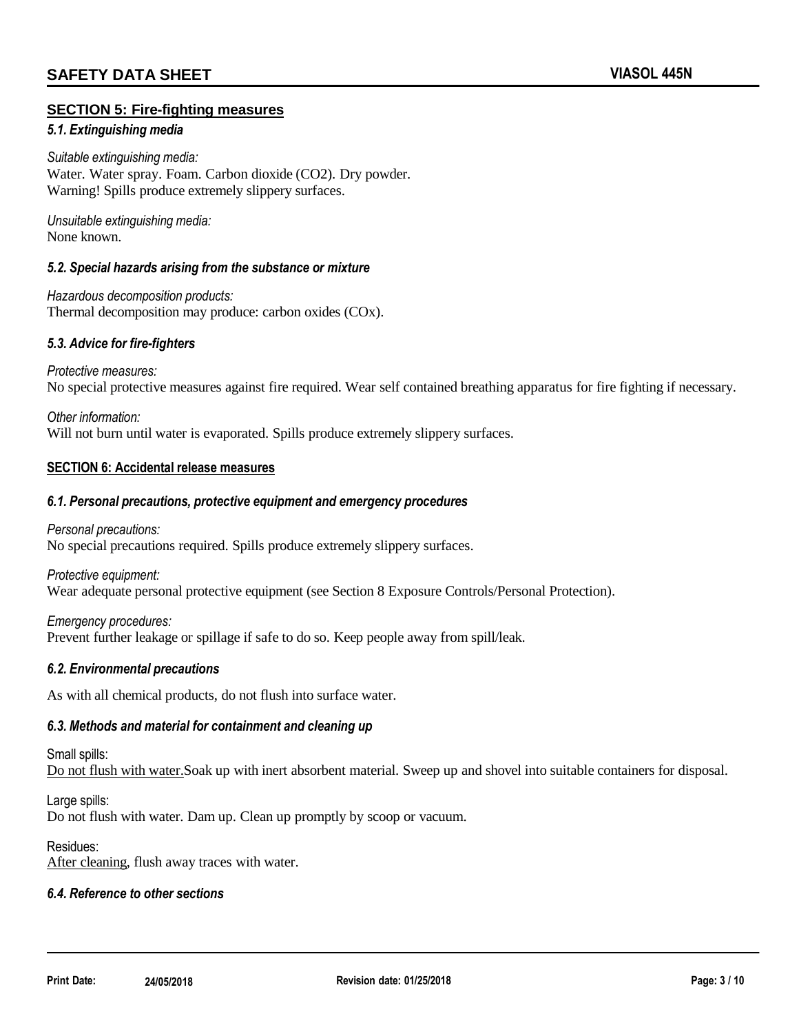## SECTION 5: Fire-fighting measures

### *5.1. Extinguishing media*

*Suitable extinguishing media:*
Water. Water spray. Foam. Carbon dioxide ($CO_2$). Dry powder.
Warning! Spills produce extremely slippery surfaces.

*Unsuitable extinguishing media:*
None known.

### *5.2. Special hazards arising from the substance or mixture*

*Hazardous decomposition products:*
Thermal decomposition may produce: carbon oxides ($CO_x$).

### *5.3. Advice for fire-fighters*

*Protective measures:*
No special protective measures against fire required. Wear self contained breathing apparatus for fire fighting if necessary.

*Other information:*
Will not burn until water is evaporated. Spills produce extremely slippery surfaces.

## SECTION 6: Accidental release measures

### *6.1. Personal precautions, protective equipment and emergency procedures*

*Personal precautions:*
No special precautions required. Spills produce extremely slippery surfaces.

*Protective equipment:*
Wear adequate personal protective equipment (see Section 8 Exposure Controls/Personal Protection).

*Emergency procedures:*
Prevent further leakage or spillage if safe to do so. Keep people away from spill/leak.

### *6.2. Environmental precautions*

As with all chemical products, do not flush into surface water.

### *6.3. Methods and material for containment and cleaning up*

Small spills:
Do not flush with water. Soak up with inert absorbent material. Sweep up and shovel into suitable containers for disposal.

Large spills:
Do not flush with water. Dam up. Clean up promptly by scoop or vacuum.

Residues:
After cleaning, flush away traces with water.

### *6.4. Reference to other sections*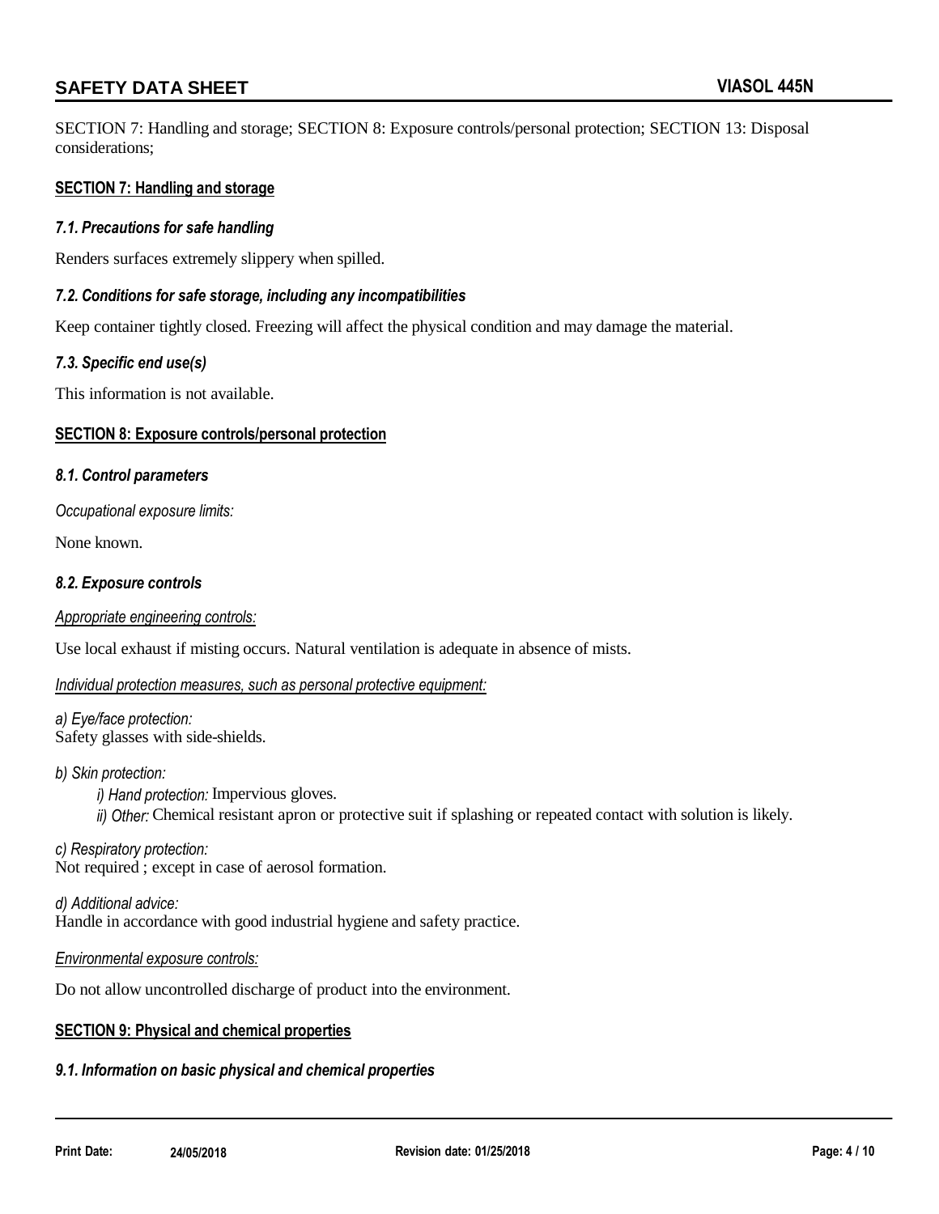SECTION 7: Handling and storage; SECTION 8: Exposure controls/personal protection; SECTION 13: Disposal considerations;

## SECTION 7: Handling and storage

### *7.1. Precautions for safe handling*

Renders surfaces extremely slippery when spilled.

### *7.2. Conditions for safe storage, including any incompatibilities*

Keep container tightly closed. Freezing will affect the physical condition and may damage the material.

### *7.3. Specific end use(s)*

This information is not available.

## SECTION 8: Exposure controls/personal protection

### *8.1. Control parameters*

*Occupational exposure limits:*

None known.

### *8.2. Exposure controls*

*Appropriate engineering controls:*

Use local exhaust if misting occurs. Natural ventilation is adequate in absence of mists.

*Individual protection measures, such as personal protective equipment:*

*a) Eye/face protection:*
Safety glasses with side-shields.

*b) Skin protection:*

- *i) Hand protection:* Impervious gloves.
- *ii) Other:* Chemical resistant apron or protective suit if splashing or repeated contact with solution is likely.

*c) Respiratory protection:*
Not required ; except in case of aerosol formation.

*d) Additional advice:*
Handle in accordance with good industrial hygiene and safety practice.

*Environmental exposure controls:*

Do not allow uncontrolled discharge of product into the environment.

## SECTION 9: Physical and chemical properties

### *9.1. Information on basic physical and chemical properties*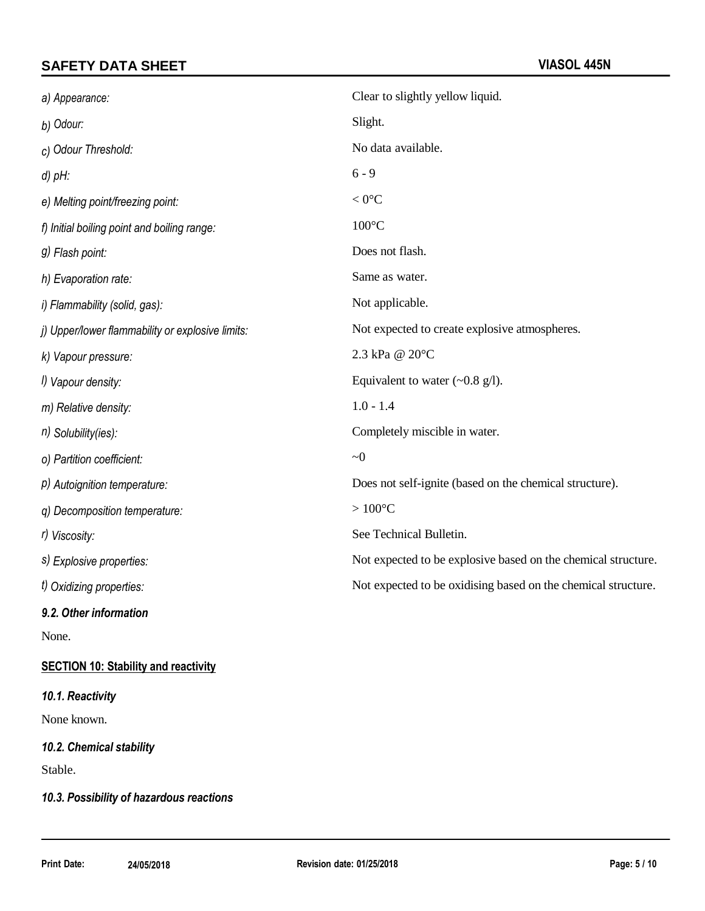| | |
|---|---|
| *a) Appearance:* | Clear to slightly yellow liquid. |
| *b) Odour:* | Slight. |
| *c) Odour Threshold:* | No data available. |
| *d) pH:* | 6 - 9 |
| *e) Melting point/freezing point:* | < 0°C |
| *f) Initial boiling point and boiling range:* | 100°C |
| *g) Flash point:* | Does not flash. |
| *h) Evaporation rate:* | Same as water. |
| *i) Flammability (solid, gas):* | Not applicable. |
| *j) Upper/lower flammability or explosive limits:* | Not expected to create explosive atmospheres. |
| *k) Vapour pressure:* | 2.3 kPa @ 20°C |
| *l) Vapour density:* | Equivalent to water (~0.8 g/l). |
| *m) Relative density:* | 1.0 - 1.4 |
| *n) Solubility(ies):* | Completely miscible in water. |
| *o) Partition coefficient:* | ~0 |
| *p) Autoignition temperature:* | Does not self-ignite (based on the chemical structure). |
| *q) Decomposition temperature:* | > 100°C |
| *r) Viscosity:* | See Technical Bulletin. |
| *s) Explosive properties:* | Not expected to be explosive based on the chemical structure. |
| *t) Oxidizing properties:* | Not expected to be oxidising based on the chemical structure. |

### *9.2. Other information*

None.

## SECTION 10: Stability and reactivity

### *10.1. Reactivity*

None known.

### *10.2. Chemical stability*

Stable.

### *10.3. Possibility of hazardous reactions*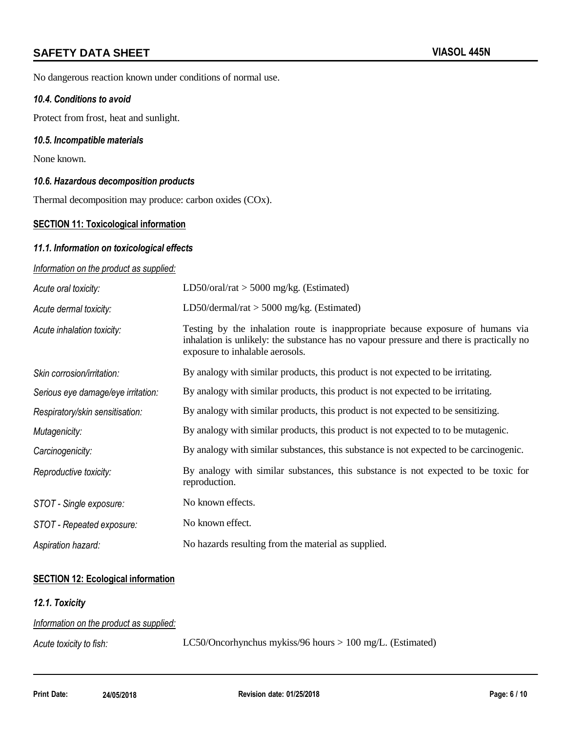No dangerous reaction known under conditions of normal use.

### *10.4. Conditions to avoid*

Protect from frost, heat and sunlight.

### *10.5. Incompatible materials*

None known.

### *10.6. Hazardous decomposition products*

Thermal decomposition may produce: carbon oxides (COx).

## SECTION 11: Toxicological information

### *11.1. Information on toxicological effects*

*Information on the product as supplied:*

| | |
|---|---|
| *Acute oral toxicity:* | LD50/oral/rat > 5000 mg/kg. (Estimated) |
| *Acute dermal toxicity:* | LD50/dermal/rat > 5000 mg/kg. (Estimated) |
| *Acute inhalation toxicity:* | Testing by the inhalation route is inappropriate because exposure of humans via inhalation is unlikely: the substance has no vapour pressure and there is practically no exposure to inhalable aerosols. |
| *Skin corrosion/irritation:* | By analogy with similar products, this product is not expected to be irritating. |
| *Serious eye damage/eye irritation:* | By analogy with similar products, this product is not expected to be irritating. |
| *Respiratory/skin sensitisation:* | By analogy with similar products, this product is not expected to be sensitizing. |
| *Mutagenicity:* | By analogy with similar products, this product is not expected to to be mutagenic. |
| *Carcinogenicity:* | By analogy with similar substances, this substance is not expected to be carcinogenic. |
| *Reproductive toxicity:* | By analogy with similar substances, this substance is not expected to be toxic for reproduction. |
| *STOT - Single exposure:* | No known effects. |
| *STOT - Repeated exposure:* | No known effect. |
| *Aspiration hazard:* | No hazards resulting from the material as supplied. |

## SECTION 12: Ecological information

### *12.1. Toxicity*

*Information on the product as supplied:*

| | |
|---|---|
| *Acute toxicity to fish:* | LC50/Oncorhynchus mykiss/96 hours > 100 mg/L. (Estimated) |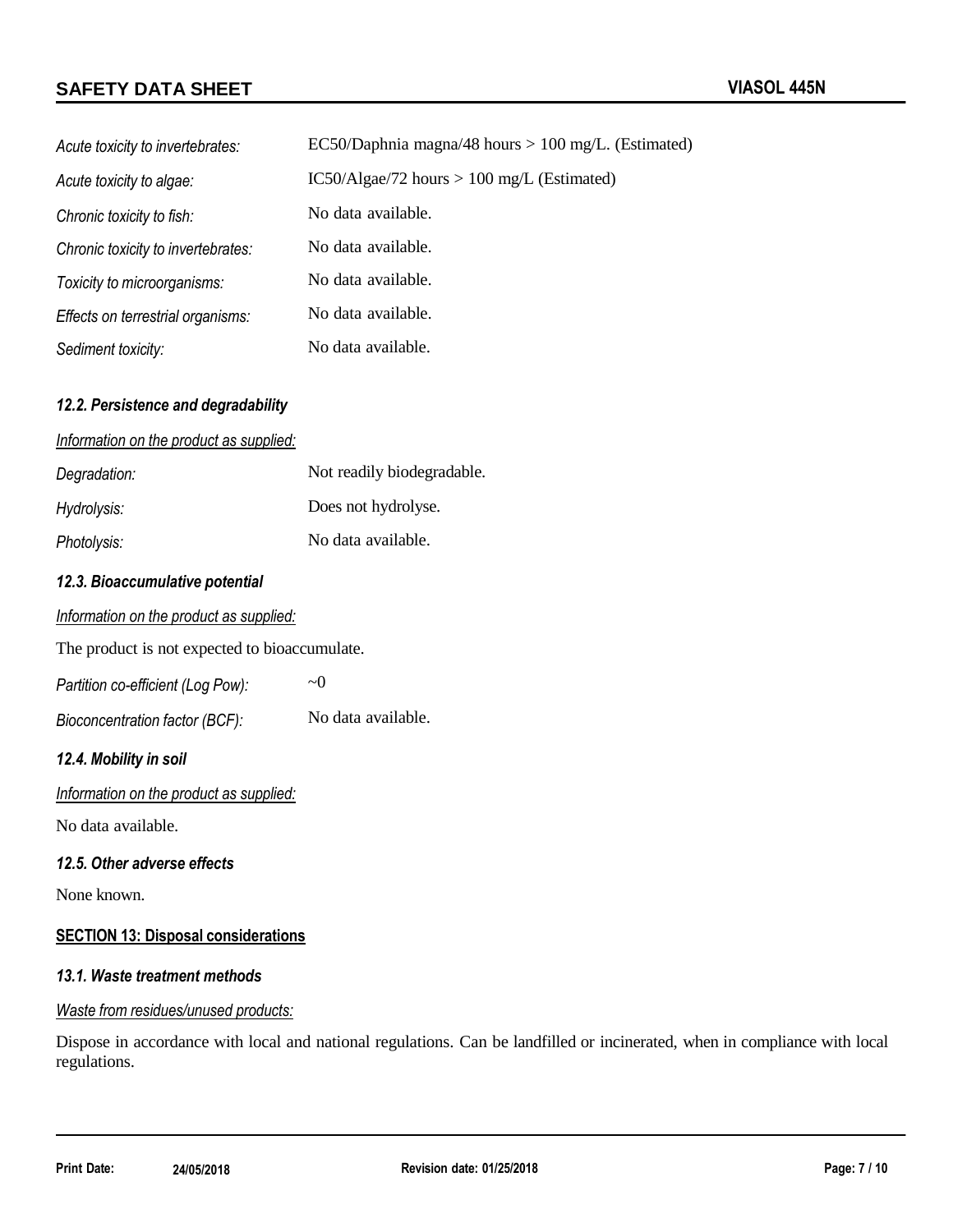*Acute toxicity to invertebrates:* EC50/Daphnia magna/48 hours > 100 mg/L. (Estimated)

*Acute toxicity to algae:* IC50/Algae/72 hours > 100 mg/L (Estimated)

*Chronic toxicity to fish:* No data available.

*Chronic toxicity to invertebrates:* No data available.

*Toxicity to microorganisms:* No data available.

*Effects on terrestrial organisms:* No data available.

*Sediment toxicity:* No data available.

### *12.2. Persistence and degradability*

*Information on the product as supplied:*

*Degradation:* Not readily biodegradable.

*Hydrolysis:* Does not hydrolyse.

*Photolysis:* No data available.

### *12.3. Bioaccumulative potential*

*Information on the product as supplied:*

The product is not expected to bioaccumulate.

*Partition co-efficient (Log Pow):* ~0

*Bioconcentration factor (BCF):* No data available.

### *12.4. Mobility in soil*

*Information on the product as supplied:*

No data available.

### *12.5. Other adverse effects*

None known.

## SECTION 13: Disposal considerations

### *13.1. Waste treatment methods*

*Waste from residues/unused products:*

Dispose in accordance with local and national regulations. Can be landfilled or incinerated, when in compliance with local regulations.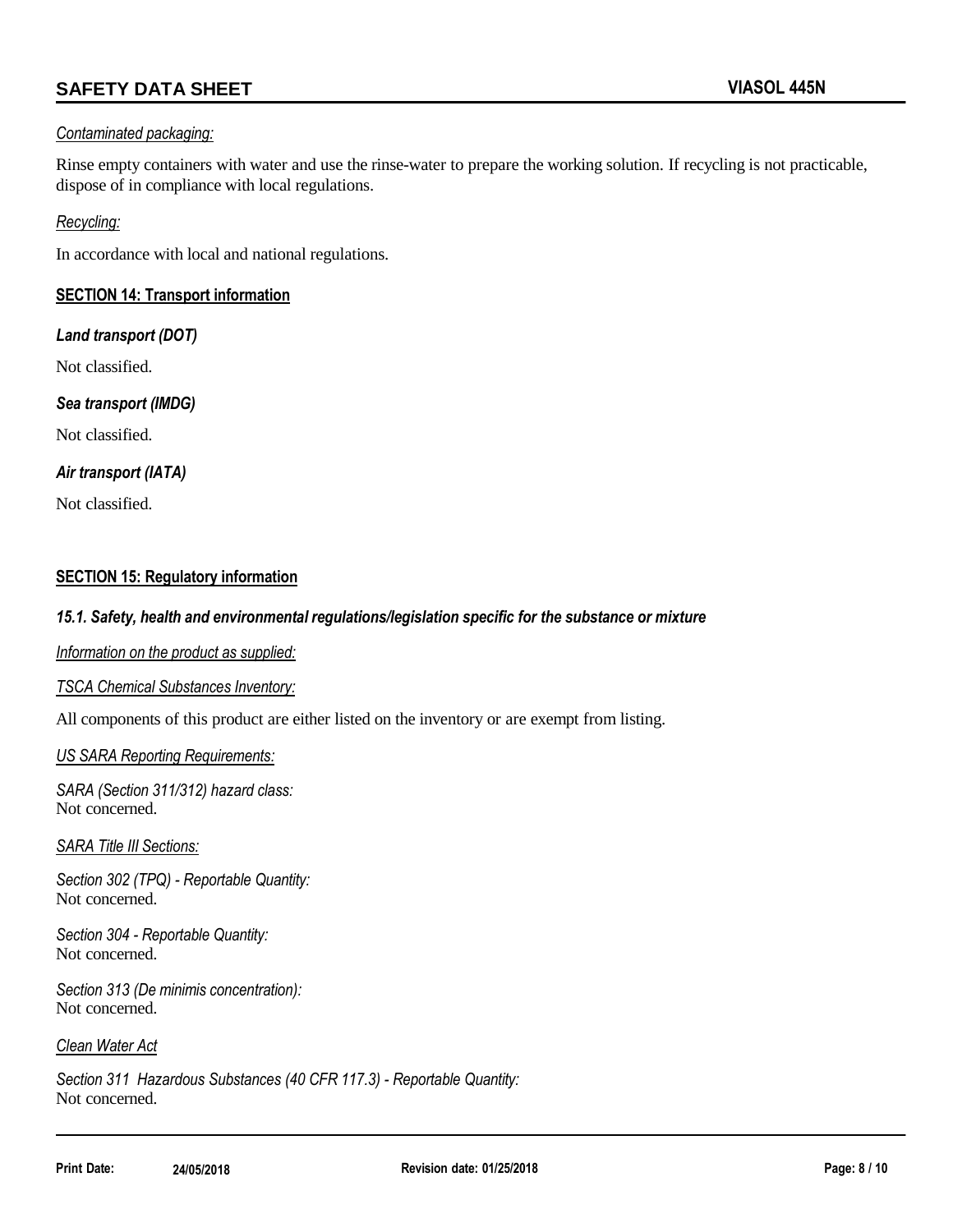*Contaminated packaging:*

Rinse empty containers with water and use the rinse-water to prepare the working solution. If recycling is not practicable, dispose of in compliance with local regulations.

*Recycling:*

In accordance with local and national regulations.

## SECTION 14: Transport information

***Land transport (DOT)***

Not classified.

***Sea transport (IMDG)***

Not classified.

***Air transport (IATA)***

Not classified.

## SECTION 15: Regulatory information

***15.1. Safety, health and environmental regulations/legislation specific for the substance or mixture***

*Information on the product as supplied:*

*TSCA Chemical Substances Inventory:*

All components of this product are either listed on the inventory or are exempt from listing.

*US SARA Reporting Requirements:*

*SARA (Section 311/312) hazard class:*
Not concerned.

*SARA Title III Sections:*

*Section 302 (TPQ) - Reportable Quantity:*
Not concerned.

*Section 304 - Reportable Quantity:*
Not concerned.

*Section 313 (De minimis concentration):*
Not concerned.

*Clean Water Act*

*Section 311 Hazardous Substances (40 CFR 117.3) - Reportable Quantity:*
Not concerned.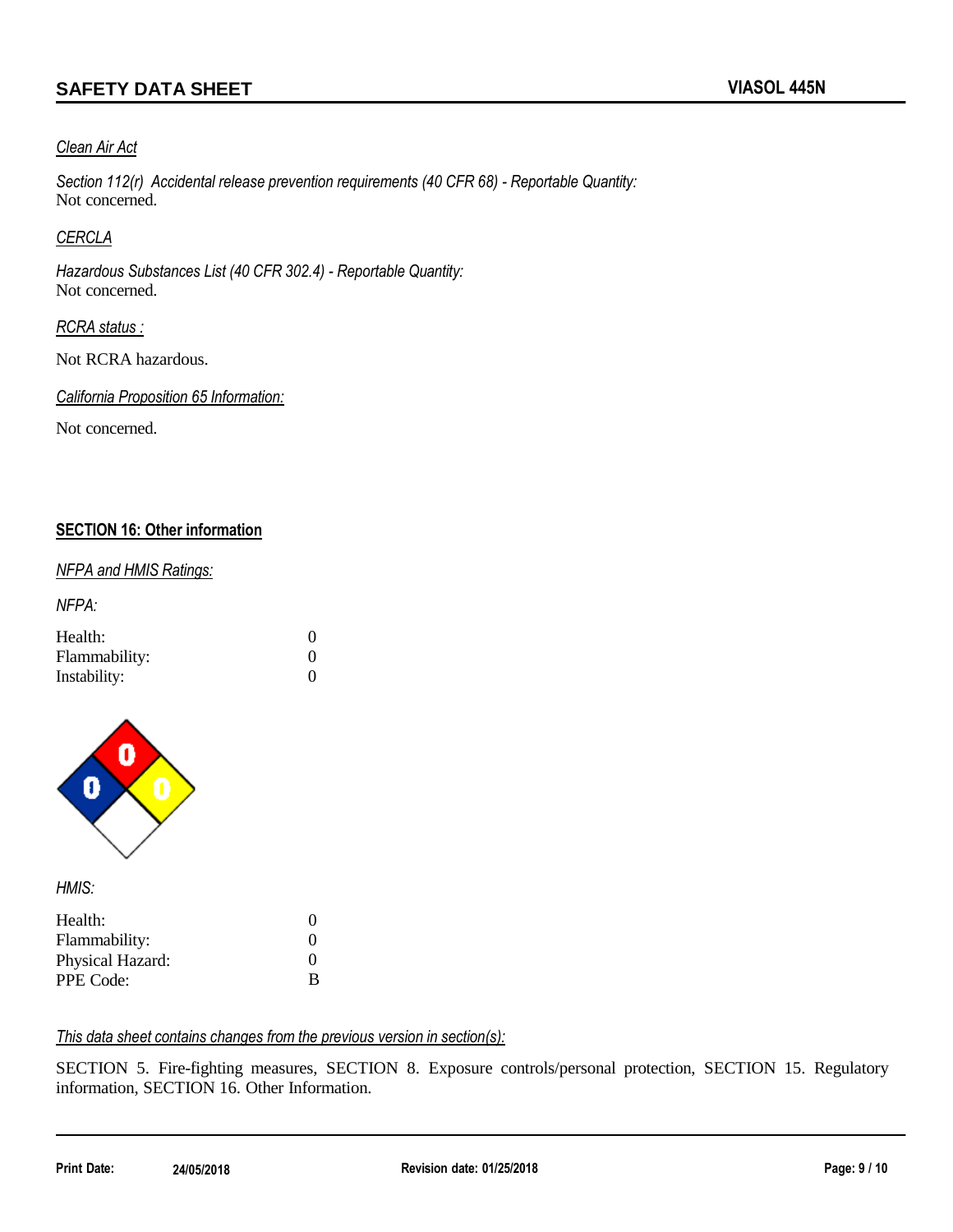*Clean Air Act*

*Section 112(r) Accidental release prevention requirements (40 CFR 68) - Reportable Quantity:*
Not concerned.

*CERCLA*

*Hazardous Substances List (40 CFR 302.4) - Reportable Quantity:*
Not concerned.

*RCRA status :*

Not RCRA hazardous.

*California Proposition 65 Information:*

Not concerned.

## SECTION 16: Other information

*NFPA and HMIS Ratings:*

*NFPA:*

| | |
|---|---|
| Health: | 0 |
| Flammability: | 0 |
| Instability: | 0 |

*HMIS:*

| | |
|---|---|
| Health: | 0 |
| Flammability: | 0 |
| Physical Hazard: | 0 |
| PPE Code: | B |

*This data sheet contains changes from the previous version in section(s):*

SECTION 5. Fire-fighting measures, SECTION 8. Exposure controls/personal protection, SECTION 15. Regulatory information, SECTION 16. Other Information.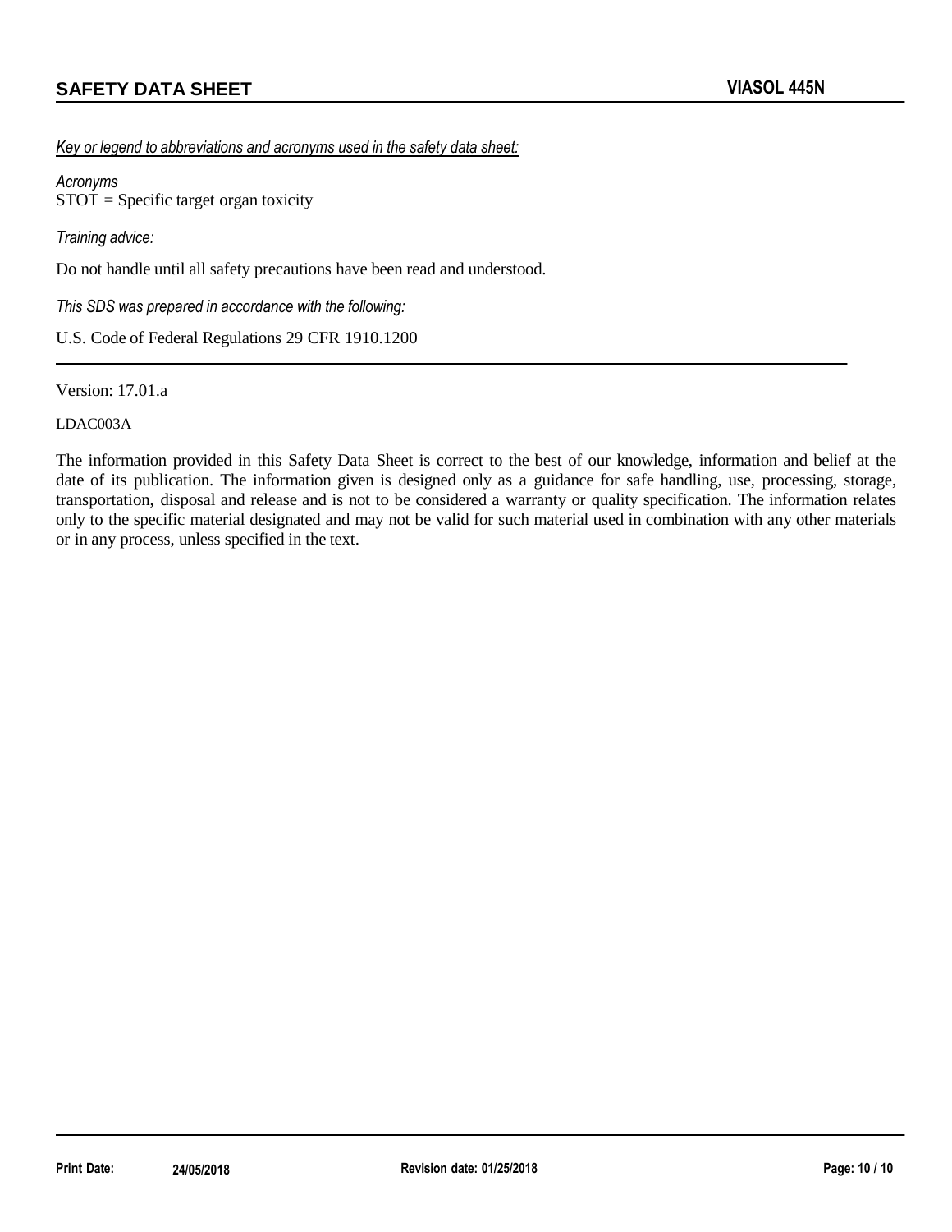*Key or legend to abbreviations and acronyms used in the safety data sheet:*

*Acronyms*
STOT = Specific target organ toxicity

*Training advice:*

Do not handle until all safety precautions have been read and understood.

*This SDS was prepared in accordance with the following:*

U.S. Code of Federal Regulations 29 CFR 1910.1200

---

Version: 17.01.a

LDAC003A

The information provided in this Safety Data Sheet is correct to the best of our knowledge, information and belief at the date of its publication. The information given is designed only as a guidance for safe handling, use, processing, storage, transportation, disposal and release and is not to be considered a warranty or quality specification. The information relates only to the specific material designated and may not be valid for such material used in combination with any other materials or in any process, unless specified in the text.